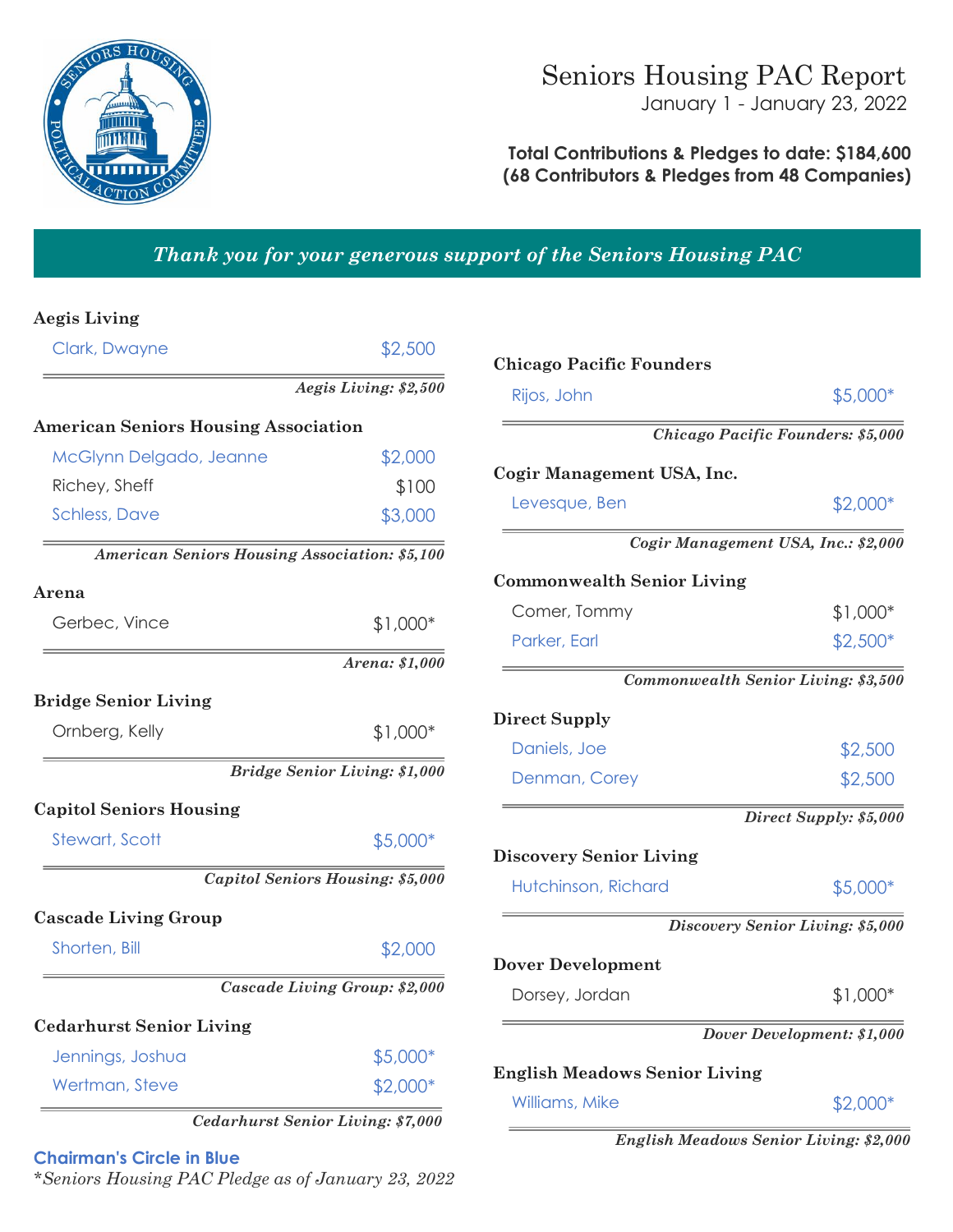# Seniors Housing PAC Report

January 1 - January 23, 2022

**Total Contributions & Pledges to date: $184,600**
**(68 Contributors & Pledges from 48 Companies)**

*Thank you for your generous support of the Seniors Housing PAC*

**Aegis Living**

| Name | Amount |
|---|---|
| Clark, Dwayne | $2,500 |

*Aegis Living: $2,500*

**American Seniors Housing Association**

| Name | Amount |
|---|---|
| McGlynn Delgado, Jeanne | $2,000 |
| Richey, Sheff | $100 |
| Schless, Dave | $3,000 |

*American Seniors Housing Association: $5,100*

**Arena**

| Name | Amount |
|---|---|
| Gerbec, Vince | $1,000* |

*Arena: $1,000*

**Bridge Senior Living**

| Name | Amount |
|---|---|
| Ornberg, Kelly | $1,000* |

*Bridge Senior Living: $1,000*

**Capitol Seniors Housing**

| Name | Amount |
|---|---|
| Stewart, Scott | $5,000* |

*Capitol Seniors Housing: $5,000*

**Cascade Living Group**

| Name | Amount |
|---|---|
| Shorten, Bill | $2,000 |

*Cascade Living Group: $2,000*

**Cedarhurst Senior Living**

| Name | Amount |
|---|---|
| Jennings, Joshua | $5,000* |
| Wertman, Steve | $2,000* |

*Cedarhurst Senior Living: $7,000*

**Chicago Pacific Founders**

| Name | Amount |
|---|---|
| Rijos, John | $5,000* |

*Chicago Pacific Founders: $5,000*

**Cogir Management USA, Inc.**

| Name | Amount |
|---|---|
| Levesque, Ben | $2,000* |

*Cogir Management USA, Inc.: $2,000*

**Commonwealth Senior Living**

| Name | Amount |
|---|---|
| Comer, Tommy | $1,000* |
| Parker, Earl | $2,500* |

*Commonwealth Senior Living: $3,500*

**Direct Supply**

| Name | Amount |
|---|---|
| Daniels, Joe | $2,500 |
| Denman, Corey | $2,500 |

*Direct Supply: $5,000*

**Discovery Senior Living**

| Name | Amount |
|---|---|
| Hutchinson, Richard | $5,000* |

*Discovery Senior Living: $5,000*

**Dover Development**

| Name | Amount |
|---|---|
| Dorsey, Jordan | $1,000* |

*Dover Development: $1,000*

**English Meadows Senior Living**

| Name | Amount |
|---|---|
| Williams, Mike | $2,000* |

*English Meadows Senior Living: $2,000*

**Chairman's Circle in Blue**

*Seniors Housing PAC Pledge as of January 23, 2022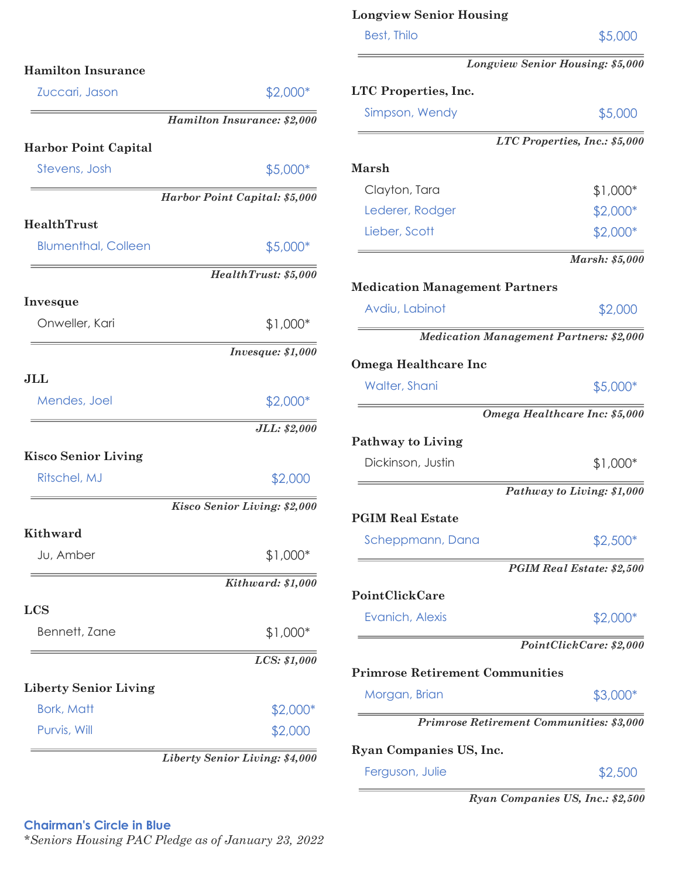**Hamilton Insurance**

| | |
|---|---|
| Zuccari, Jason | $2,000* |

*Hamilton Insurance: $2,000*

**Harbor Point Capital**

| | |
|---|---|
| Stevens, Josh | $5,000* |

*Harbor Point Capital: $5,000*

**HealthTrust**

| | |
|---|---|
| Blumenthal, Colleen | $5,000* |

*HealthTrust: $5,000*

**Invesque**

| | |
|---|---|
| Onweller, Kari | $1,000* |

*Invesque: $1,000*

**JLL**

| | |
|---|---|
| Mendes, Joel | $2,000* |

*JLL: $2,000*

**Kisco Senior Living**

| | |
|---|---|
| Ritschel, MJ | $2,000 |

*Kisco Senior Living: $2,000*

**Kithward**

| | |
|---|---|
| Ju, Amber | $1,000* |

*Kithward: $1,000*

**LCS**

| | |
|---|---|
| Bennett, Zane | $1,000* |

*LCS: $1,000*

**Liberty Senior Living**

| | |
|---|---|
| Bork, Matt | $2,000* |
| Purvis, Will | $2,000 |

*Liberty Senior Living: $4,000*

**Longview Senior Housing**

| | |
|---|---|
| Best, Thilo | $5,000 |

*Longview Senior Housing: $5,000*

**LTC Properties, Inc.**

| | |
|---|---|
| Simpson, Wendy | $5,000 |

*LTC Properties, Inc.: $5,000*

**Marsh**

| | |
|---|---|
| Clayton, Tara | $1,000* |
| Lederer, Rodger | $2,000* |
| Lieber, Scott | $2,000* |

*Marsh: $5,000*

**Medication Management Partners**

| | |
|---|---|
| Avdiu, Labinot | $2,000 |

*Medication Management Partners: $2,000*

**Omega Healthcare Inc**

| | |
|---|---|
| Walter, Shani | $5,000* |

*Omega Healthcare Inc: $5,000*

**Pathway to Living**

| | |
|---|---|
| Dickinson, Justin | $1,000* |

*Pathway to Living: $1,000*

**PGIM Real Estate**

| | |
|---|---|
| Scheppmann, Dana | $2,500* |

*PGIM Real Estate: $2,500*

**PointClickCare**

| | |
|---|---|
| Evanich, Alexis | $2,000* |

*PointClickCare: $2,000*

**Primrose Retirement Communities**

| | |
|---|---|
| Morgan, Brian | $3,000* |

*Primrose Retirement Communities: $3,000*

**Ryan Companies US, Inc.**

| | |
|---|---|
| Ferguson, Julie | $2,500 |

*Ryan Companies US, Inc.: $2,500*

**Chairman's Circle in Blue**

*Seniors Housing PAC Pledge as of January 23, 2022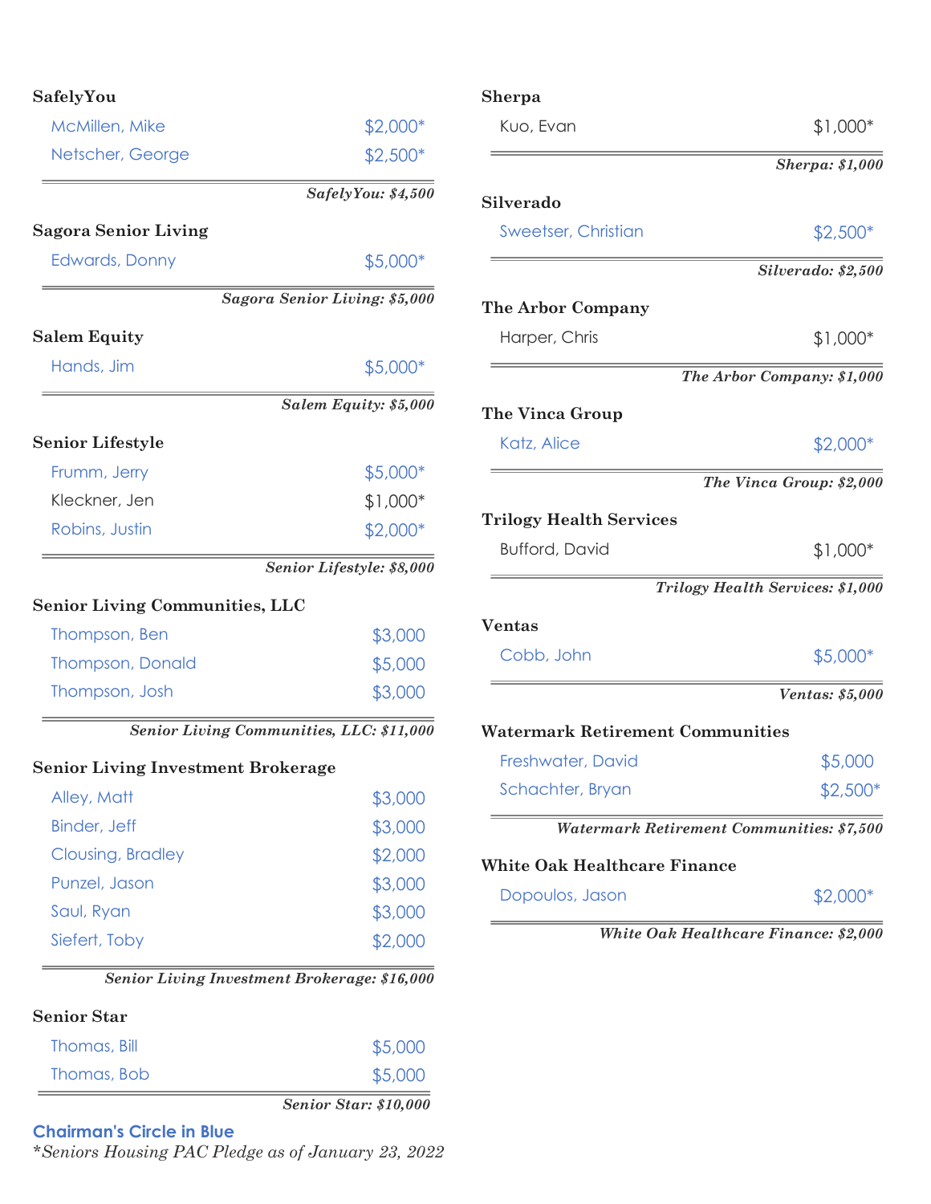**SafelyYou**

| | |
|---|---|
| McMillen, Mike | $2,000* |
| Netscher, George | $2,500* |

*SafelyYou: $4,500*

**Sagora Senior Living**

| | |
|---|---|
| Edwards, Donny | $5,000* |

*Sagora Senior Living: $5,000*

**Salem Equity**

| | |
|---|---|
| Hands, Jim | $5,000* |

*Salem Equity: $5,000*

**Senior Lifestyle**

| | |
|---|---|
| Frumm, Jerry | $5,000* |
| Kleckner, Jen | $1,000* |
| Robins, Justin | $2,000* |

*Senior Lifestyle: $8,000*

**Senior Living Communities, LLC**

| | |
|---|---|
| Thompson, Ben | $3,000 |
| Thompson, Donald | $5,000 |
| Thompson, Josh | $3,000 |

*Senior Living Communities, LLC: $11,000*

**Senior Living Investment Brokerage**

| | |
|---|---|
| Alley, Matt | $3,000 |
| Binder, Jeff | $3,000 |
| Clousing, Bradley | $2,000 |
| Punzel, Jason | $3,000 |
| Saul, Ryan | $3,000 |
| Siefert, Toby | $2,000 |

*Senior Living Investment Brokerage: $16,000*

**Senior Star**

| | |
|---|---|
| Thomas, Bill | $5,000 |
| Thomas, Bob | $5,000 |

*Senior Star: $10,000*

**Sherpa**

| | |
|---|---|
| Kuo, Evan | $1,000* |

*Sherpa: $1,000*

**Silverado**

| | |
|---|---|
| Sweetser, Christian | $2,500* |

*Silverado: $2,500*

**The Arbor Company**

| | |
|---|---|
| Harper, Chris | $1,000* |

*The Arbor Company: $1,000*

**The Vinca Group**

| | |
|---|---|
| Katz, Alice | $2,000* |

*The Vinca Group: $2,000*

**Trilogy Health Services**

| | |
|---|---|
| Bufford, David | $1,000* |

*Trilogy Health Services: $1,000*

**Ventas**

| | |
|---|---|
| Cobb, John | $5,000* |

*Ventas: $5,000*

**Watermark Retirement Communities**

| | |
|---|---|
| Freshwater, David | $5,000 |
| Schachter, Bryan | $2,500* |

*Watermark Retirement Communities: $7,500*

**White Oak Healthcare Finance**

| | |
|---|---|
| Dopoulos, Jason | $2,000* |

*White Oak Healthcare Finance: $2,000*

**Chairman's Circle in Blue**

*Seniors Housing PAC Pledge as of January 23, 2022